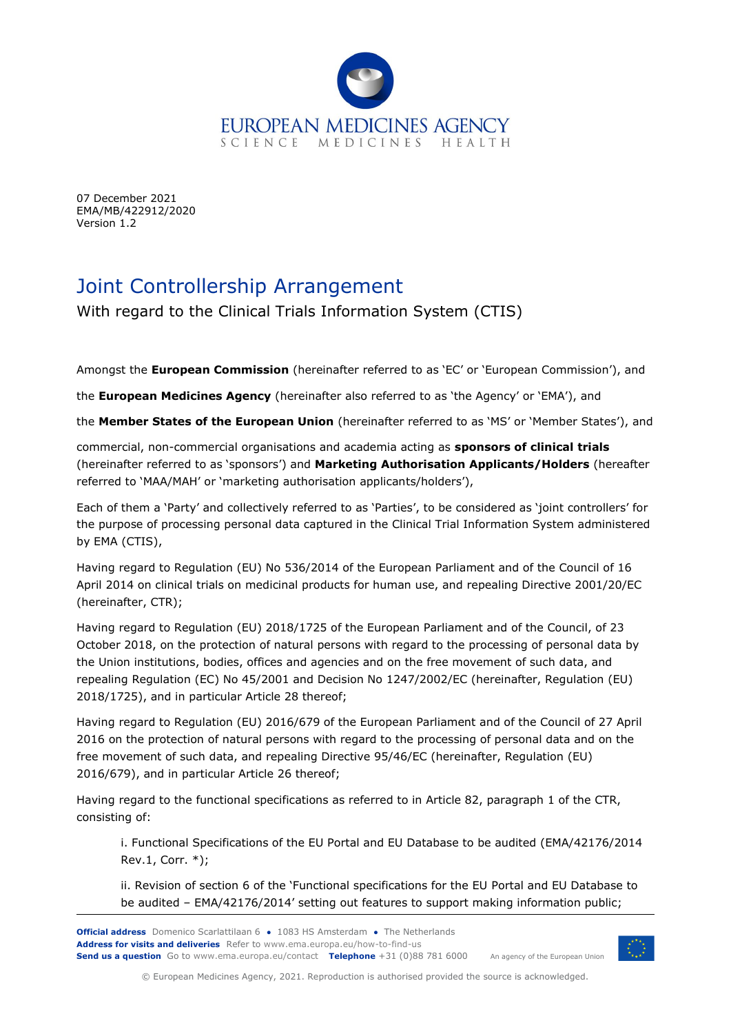07 December 2021
EMA/MB/422912/2020
Version 1.2

# Joint Controllership Arrangement

With regard to the Clinical Trials Information System (CTIS)

Amongst the **European Commission** (hereinafter referred to as 'EC' or 'European Commission'), and

the **European Medicines Agency** (hereinafter also referred to as 'the Agency' or 'EMA'), and

the **Member States of the European Union** (hereinafter referred to as 'MS' or 'Member States'), and

commercial, non-commercial organisations and academia acting as **sponsors of clinical trials** (hereinafter referred to as 'sponsors') and **Marketing Authorisation Applicants/Holders** (hereafter referred to 'MAA/MAH' or 'marketing authorisation applicants/holders'),

Each of them a 'Party' and collectively referred to as 'Parties', to be considered as 'joint controllers' for the purpose of processing personal data captured in the Clinical Trial Information System administered by EMA (CTIS),

Having regard to Regulation (EU) No 536/2014 of the European Parliament and of the Council of 16 April 2014 on clinical trials on medicinal products for human use, and repealing Directive 2001/20/EC (hereinafter, CTR);

Having regard to Regulation (EU) 2018/1725 of the European Parliament and of the Council, of 23 October 2018, on the protection of natural persons with regard to the processing of personal data by the Union institutions, bodies, offices and agencies and on the free movement of such data, and repealing Regulation (EC) No 45/2001 and Decision No 1247/2002/EC (hereinafter, Regulation (EU) 2018/1725), and in particular Article 28 thereof;

Having regard to Regulation (EU) 2016/679 of the European Parliament and of the Council of 27 April 2016 on the protection of natural persons with regard to the processing of personal data and on the free movement of such data, and repealing Directive 95/46/EC (hereinafter, Regulation (EU) 2016/679), and in particular Article 26 thereof;

Having regard to the functional specifications as referred to in Article 82, paragraph 1 of the CTR, consisting of:

i. Functional Specifications of the EU Portal and EU Database to be audited (EMA/42176/2014 Rev.1, Corr. *);

ii. Revision of section 6 of the 'Functional specifications for the EU Portal and EU Database to be audited – EMA/42176/2014' setting out features to support making information public;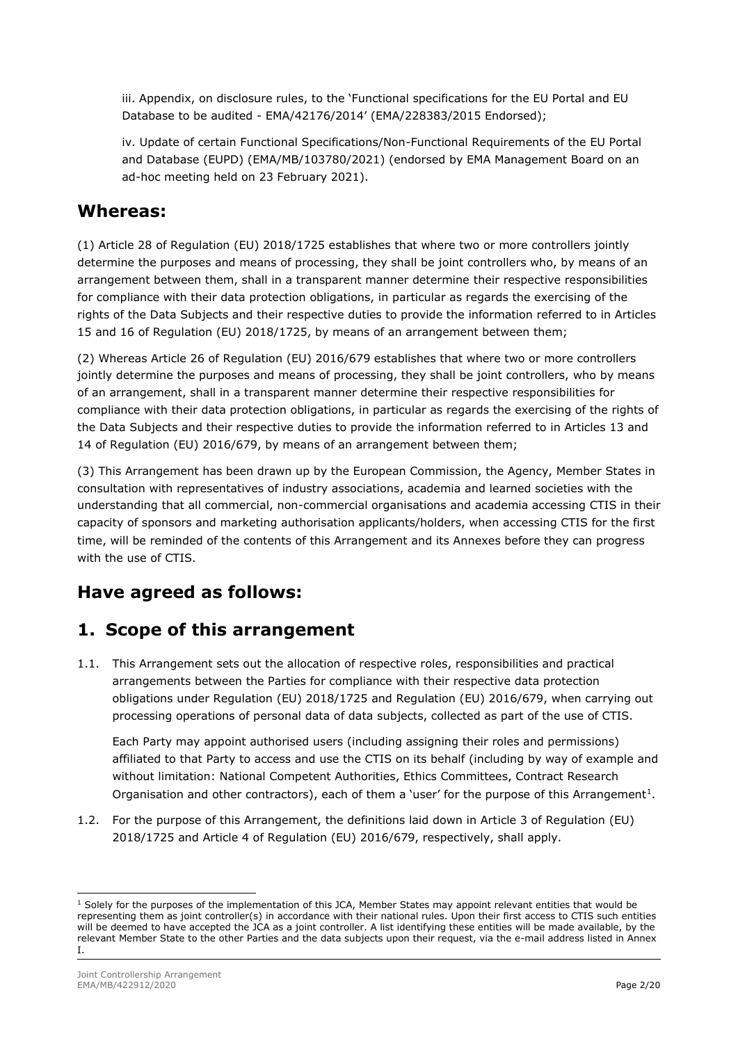iii. Appendix, on disclosure rules, to the 'Functional specifications for the EU Portal and EU Database to be audited - EMA/42176/2014' (EMA/228383/2015 Endorsed);

iv. Update of certain Functional Specifications/Non-Functional Requirements of the EU Portal and Database (EUPD) (EMA/MB/103780/2021) (endorsed by EMA Management Board on an ad-hoc meeting held on 23 February 2021).

## Whereas:

(1) Article 28 of Regulation (EU) 2018/1725 establishes that where two or more controllers jointly determine the purposes and means of processing, they shall be joint controllers who, by means of an arrangement between them, shall in a transparent manner determine their respective responsibilities for compliance with their data protection obligations, in particular as regards the exercising of the rights of the Data Subjects and their respective duties to provide the information referred to in Articles 15 and 16 of Regulation (EU) 2018/1725, by means of an arrangement between them;

(2) Whereas Article 26 of Regulation (EU) 2016/679 establishes that where two or more controllers jointly determine the purposes and means of processing, they shall be joint controllers, who by means of an arrangement, shall in a transparent manner determine their respective responsibilities for compliance with their data protection obligations, in particular as regards the exercising of the rights of the Data Subjects and their respective duties to provide the information referred to in Articles 13 and 14 of Regulation (EU) 2016/679, by means of an arrangement between them;

(3) This Arrangement has been drawn up by the European Commission, the Agency, Member States in consultation with representatives of industry associations, academia and learned societies with the understanding that all commercial, non-commercial organisations and academia accessing CTIS in their capacity of sponsors and marketing authorisation applicants/holders, when accessing CTIS for the first time, will be reminded of the contents of this Arrangement and its Annexes before they can progress with the use of CTIS.

## Have agreed as follows:

## 1. Scope of this arrangement

1.1. This Arrangement sets out the allocation of respective roles, responsibilities and practical arrangements between the Parties for compliance with their respective data protection obligations under Regulation (EU) 2018/1725 and Regulation (EU) 2016/679, when carrying out processing operations of personal data of data subjects, collected as part of the use of CTIS.

Each Party may appoint authorised users (including assigning their roles and permissions) affiliated to that Party to access and use the CTIS on its behalf (including by way of example and without limitation: National Competent Authorities, Ethics Committees, Contract Research Organisation and other contractors), each of them a 'user' for the purpose of this Arrangement[1].

1.2. For the purpose of this Arrangement, the definitions laid down in Article 3 of Regulation (EU) 2018/1725 and Article 4 of Regulation (EU) 2016/679, respectively, shall apply.

[1] Solely for the purposes of the implementation of this JCA, Member States may appoint relevant entities that would be representing them as joint controller(s) in accordance with their national rules. Upon their first access to CTIS such entities will be deemed to have accepted the JCA as a joint controller. A list identifying these entities will be made available, by the relevant Member State to the other Parties and the data subjects upon their request, via the e-mail address listed in Annex I.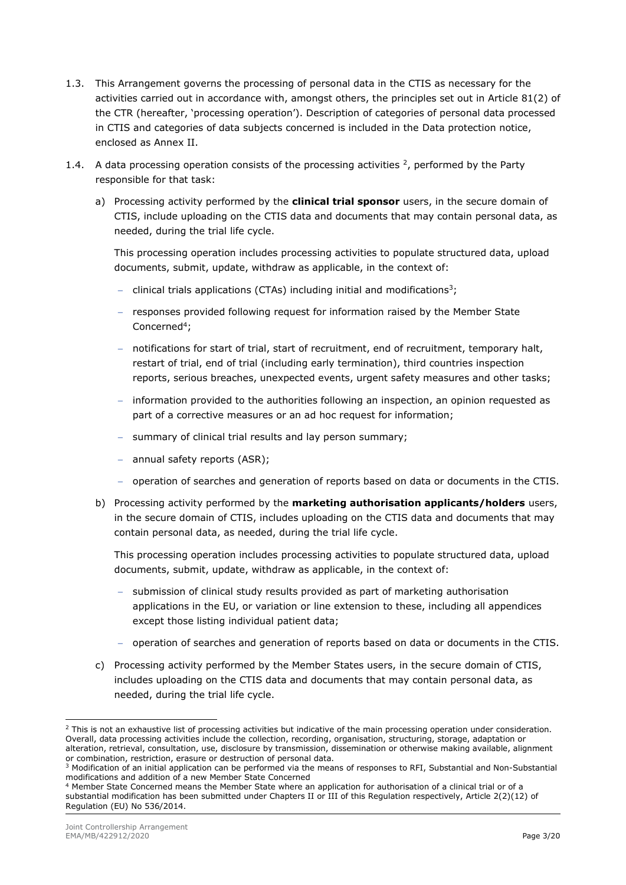1.3. This Arrangement governs the processing of personal data in the CTIS as necessary for the activities carried out in accordance with, amongst others, the principles set out in Article 81(2) of the CTR (hereafter, 'processing operation'). Description of categories of personal data processed in CTIS and categories of data subjects concerned is included in the Data protection notice, enclosed as Annex II.

1.4. A data processing operation consists of the processing activities [2], performed by the Party responsible for that task:

a) Processing activity performed by the **clinical trial sponsor** users, in the secure domain of CTIS, include uploading on the CTIS data and documents that may contain personal data, as needed, during the trial life cycle.

   This processing operation includes processing activities to populate structured data, upload documents, submit, update, withdraw as applicable, in the context of:

   - clinical trials applications (CTAs) including initial and modifications[3];
   - responses provided following request for information raised by the Member State Concerned[4];
   - notifications for start of trial, start of recruitment, end of recruitment, temporary halt, restart of trial, end of trial (including early termination), third countries inspection reports, serious breaches, unexpected events, urgent safety measures and other tasks;
   - information provided to the authorities following an inspection, an opinion requested as part of a corrective measures or an ad hoc request for information;
   - summary of clinical trial results and lay person summary;
   - annual safety reports (ASR);
   - operation of searches and generation of reports based on data or documents in the CTIS.

b) Processing activity performed by the **marketing authorisation applicants/holders** users, in the secure domain of CTIS, includes uploading on the CTIS data and documents that may contain personal data, as needed, during the trial life cycle.

   This processing operation includes processing activities to populate structured data, upload documents, submit, update, withdraw as applicable, in the context of:

   - submission of clinical study results provided as part of marketing authorisation applications in the EU, or variation or line extension to these, including all appendices except those listing individual patient data;
   - operation of searches and generation of reports based on data or documents in the CTIS.

c) Processing activity performed by the Member States users, in the secure domain of CTIS, includes uploading on the CTIS data and documents that may contain personal data, as needed, during the trial life cycle.

---

[2] This is not an exhaustive list of processing activities but indicative of the main processing operation under consideration. Overall, data processing activities include the collection, recording, organisation, structuring, storage, adaptation or alteration, retrieval, consultation, use, disclosure by transmission, dissemination or otherwise making available, alignment or combination, restriction, erasure or destruction of personal data.

[3] Modification of an initial application can be performed via the means of responses to RFI, Substantial and Non-Substantial modifications and addition of a new Member State Concerned

[4] Member State Concerned means the Member State where an application for authorisation of a clinical trial or of a substantial modification has been submitted under Chapters II or III of this Regulation respectively, Article 2(2)(12) of Regulation (EU) No 536/2014.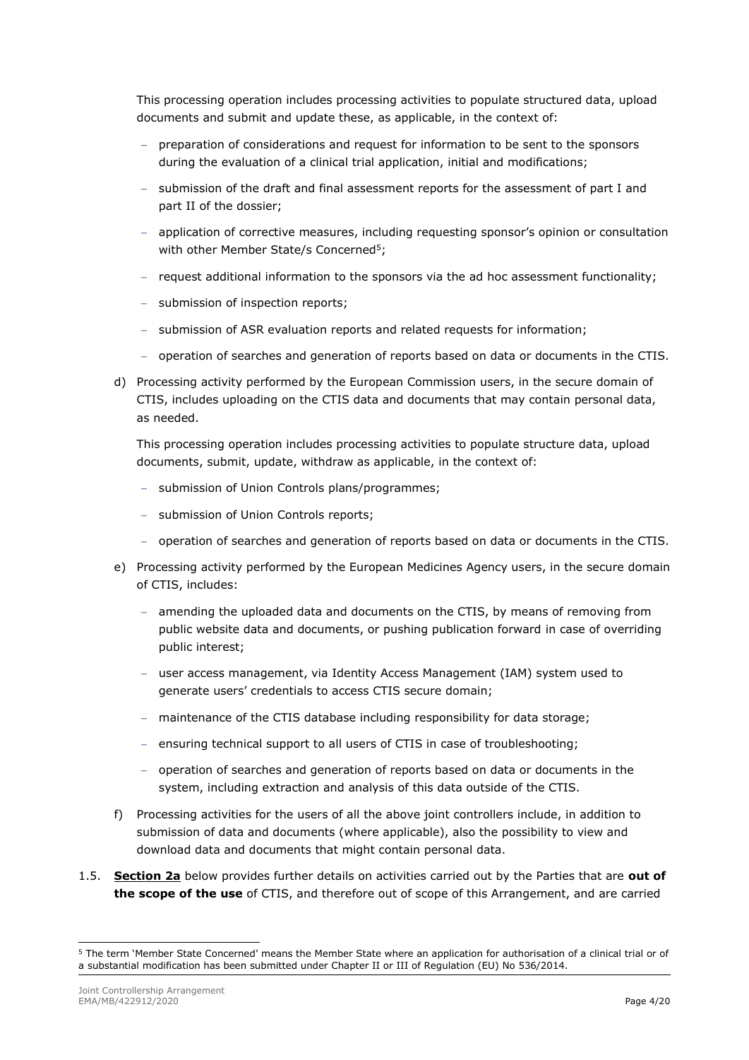This processing operation includes processing activities to populate structured data, upload documents and submit and update these, as applicable, in the context of:

- preparation of considerations and request for information to be sent to the sponsors during the evaluation of a clinical trial application, initial and modifications;
- submission of the draft and final assessment reports for the assessment of part I and part II of the dossier;
- application of corrective measures, including requesting sponsor's opinion or consultation with other Member State/s Concerned[5];
- request additional information to the sponsors via the ad hoc assessment functionality;
- submission of inspection reports;
- submission of ASR evaluation reports and related requests for information;
- operation of searches and generation of reports based on data or documents in the CTIS.

d) Processing activity performed by the European Commission users, in the secure domain of CTIS, includes uploading on the CTIS data and documents that may contain personal data, as needed.

   This processing operation includes processing activities to populate structure data, upload documents, submit, update, withdraw as applicable, in the context of:

   - submission of Union Controls plans/programmes;
   - submission of Union Controls reports;
   - operation of searches and generation of reports based on data or documents in the CTIS.

e) Processing activity performed by the European Medicines Agency users, in the secure domain of CTIS, includes:

   - amending the uploaded data and documents on the CTIS, by means of removing from public website data and documents, or pushing publication forward in case of overriding public interest;
   - user access management, via Identity Access Management (IAM) system used to generate users' credentials to access CTIS secure domain;
   - maintenance of the CTIS database including responsibility for data storage;
   - ensuring technical support to all users of CTIS in case of troubleshooting;
   - operation of searches and generation of reports based on data or documents in the system, including extraction and analysis of this data outside of the CTIS.

f) Processing activities for the users of all the above joint controllers include, in addition to submission of data and documents (where applicable), also the possibility to view and download data and documents that might contain personal data.

1.5. **Section 2a** below provides further details on activities carried out by the Parties that are **out of the scope of the use** of CTIS, and therefore out of scope of this Arrangement, and are carried

[5] The term 'Member State Concerned' means the Member State where an application for authorisation of a clinical trial or of a substantial modification has been submitted under Chapter II or III of Regulation (EU) No 536/2014.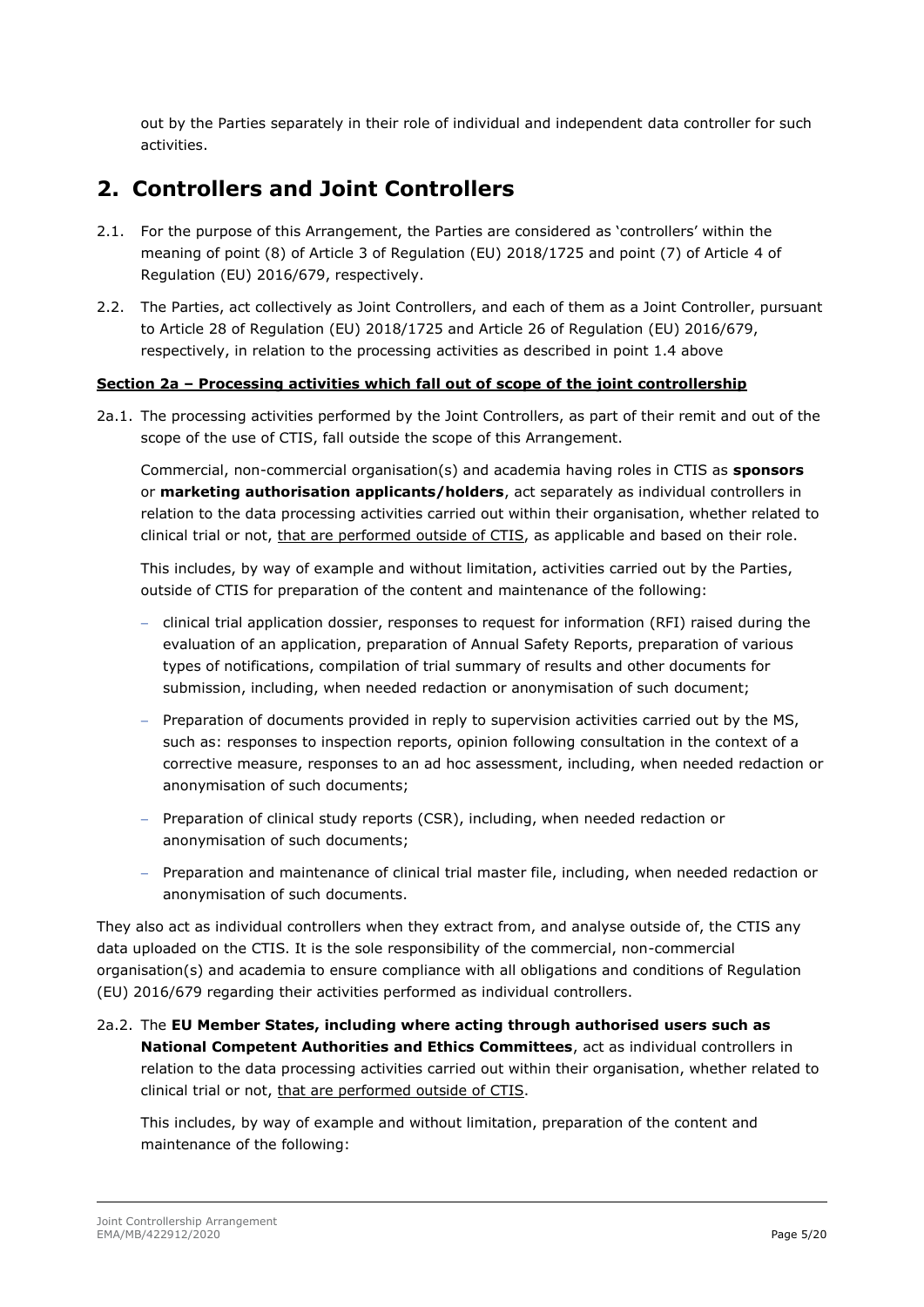out by the Parties separately in their role of individual and independent data controller for such activities.

## 2. Controllers and Joint Controllers

2.1. For the purpose of this Arrangement, the Parties are considered as 'controllers' within the meaning of point (8) of Article 3 of Regulation (EU) 2018/1725 and point (7) of Article 4 of Regulation (EU) 2016/679, respectively.

2.2. The Parties, act collectively as Joint Controllers, and each of them as a Joint Controller, pursuant to Article 28 of Regulation (EU) 2018/1725 and Article 26 of Regulation (EU) 2016/679, respectively, in relation to the processing activities as described in point 1.4 above

**Section 2a – Processing activities which fall out of scope of the joint controllership**

2a.1. The processing activities performed by the Joint Controllers, as part of their remit and out of the scope of the use of CTIS, fall outside the scope of this Arrangement.

Commercial, non-commercial organisation(s) and academia having roles in CTIS as **sponsors** or **marketing authorisation applicants/holders**, act separately as individual controllers in relation to the data processing activities carried out within their organisation, whether related to clinical trial or not, that are performed outside of CTIS, as applicable and based on their role.

This includes, by way of example and without limitation, activities carried out by the Parties, outside of CTIS for preparation of the content and maintenance of the following:

- clinical trial application dossier, responses to request for information (RFI) raised during the evaluation of an application, preparation of Annual Safety Reports, preparation of various types of notifications, compilation of trial summary of results and other documents for submission, including, when needed redaction or anonymisation of such document;
- Preparation of documents provided in reply to supervision activities carried out by the MS, such as: responses to inspection reports, opinion following consultation in the context of a corrective measure, responses to an ad hoc assessment, including, when needed redaction or anonymisation of such documents;
- Preparation of clinical study reports (CSR), including, when needed redaction or anonymisation of such documents;
- Preparation and maintenance of clinical trial master file, including, when needed redaction or anonymisation of such documents.

They also act as individual controllers when they extract from, and analyse outside of, the CTIS any data uploaded on the CTIS. It is the sole responsibility of the commercial, non-commercial organisation(s) and academia to ensure compliance with all obligations and conditions of Regulation (EU) 2016/679 regarding their activities performed as individual controllers.

2a.2. The **EU Member States, including where acting through authorised users such as National Competent Authorities and Ethics Committees**, act as individual controllers in relation to the data processing activities carried out within their organisation, whether related to clinical trial or not, that are performed outside of CTIS.

This includes, by way of example and without limitation, preparation of the content and maintenance of the following: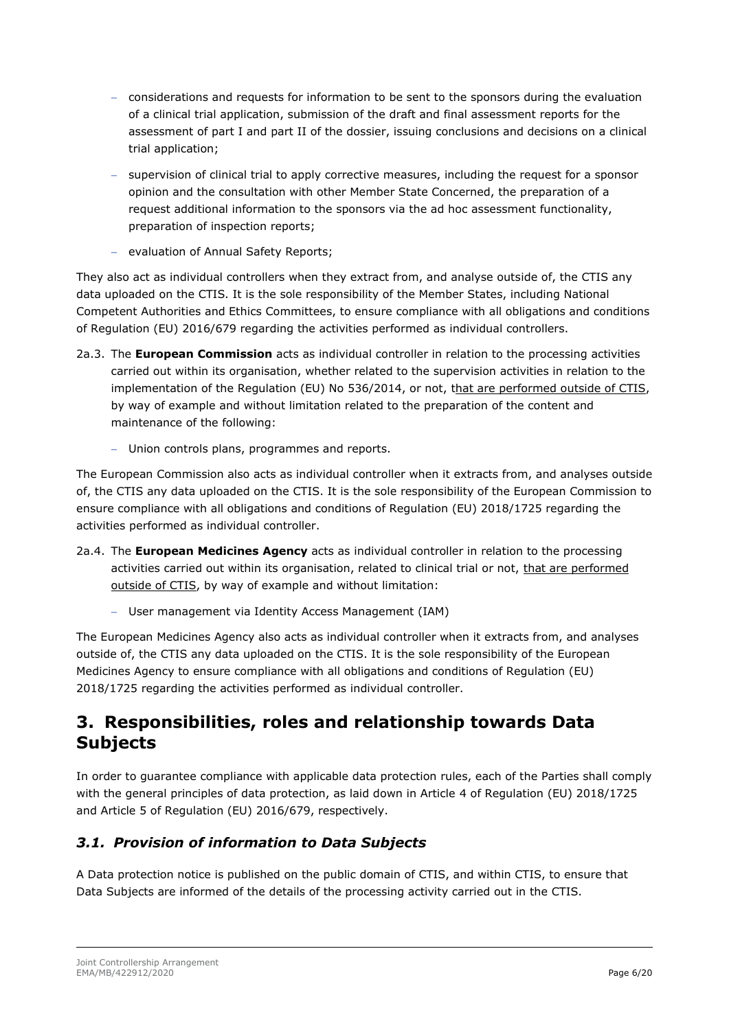- considerations and requests for information to be sent to the sponsors during the evaluation of a clinical trial application, submission of the draft and final assessment reports for the assessment of part I and part II of the dossier, issuing conclusions and decisions on a clinical trial application;
- supervision of clinical trial to apply corrective measures, including the request for a sponsor opinion and the consultation with other Member State Concerned, the preparation of a request additional information to the sponsors via the ad hoc assessment functionality, preparation of inspection reports;
- evaluation of Annual Safety Reports;

They also act as individual controllers when they extract from, and analyse outside of, the CTIS any data uploaded on the CTIS. It is the sole responsibility of the Member States, including National Competent Authorities and Ethics Committees, to ensure compliance with all obligations and conditions of Regulation (EU) 2016/679 regarding the activities performed as individual controllers.

2a.3. The **European Commission** acts as individual controller in relation to the processing activities carried out within its organisation, whether related to the supervision activities in relation to the implementation of the Regulation (EU) No 536/2014, or not, that are performed outside of CTIS, by way of example and without limitation related to the preparation of the content and maintenance of the following:

- Union controls plans, programmes and reports.

The European Commission also acts as individual controller when it extracts from, and analyses outside of, the CTIS any data uploaded on the CTIS. It is the sole responsibility of the European Commission to ensure compliance with all obligations and conditions of Regulation (EU) 2018/1725 regarding the activities performed as individual controller.

2a.4. The **European Medicines Agency** acts as individual controller in relation to the processing activities carried out within its organisation, related to clinical trial or not, that are performed outside of CTIS, by way of example and without limitation:

- User management via Identity Access Management (IAM)

The European Medicines Agency also acts as individual controller when it extracts from, and analyses outside of, the CTIS any data uploaded on the CTIS. It is the sole responsibility of the European Medicines Agency to ensure compliance with all obligations and conditions of Regulation (EU) 2018/1725 regarding the activities performed as individual controller.

# 3. Responsibilities, roles and relationship towards Data Subjects

In order to guarantee compliance with applicable data protection rules, each of the Parties shall comply with the general principles of data protection, as laid down in Article 4 of Regulation (EU) 2018/1725 and Article 5 of Regulation (EU) 2016/679, respectively.

## *3.1. Provision of information to Data Subjects*

A Data protection notice is published on the public domain of CTIS, and within CTIS, to ensure that Data Subjects are informed of the details of the processing activity carried out in the CTIS.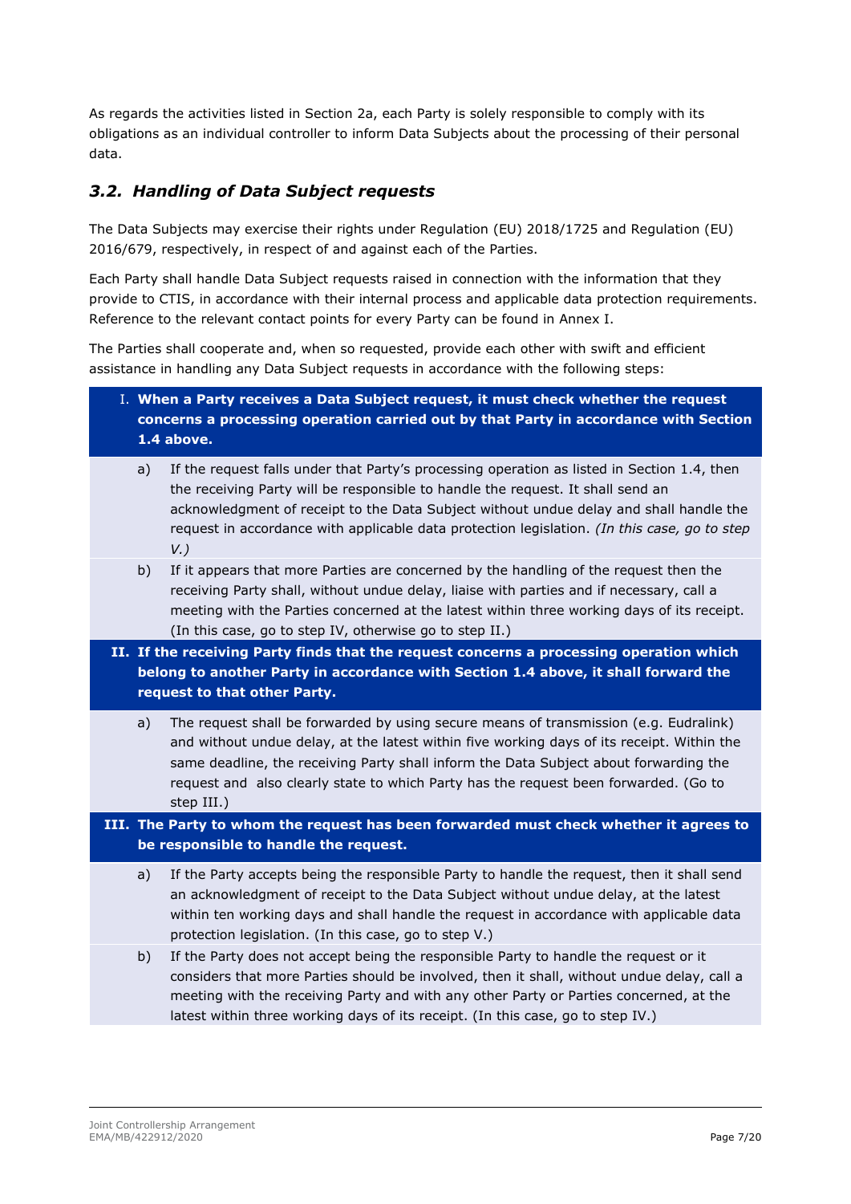As regards the activities listed in Section 2a, each Party is solely responsible to comply with its obligations as an individual controller to inform Data Subjects about the processing of their personal data.

### *3.2. Handling of Data Subject requests*

The Data Subjects may exercise their rights under Regulation (EU) 2018/1725 and Regulation (EU) 2016/679, respectively, in respect of and against each of the Parties.

Each Party shall handle Data Subject requests raised in connection with the information that they provide to CTIS, in accordance with their internal process and applicable data protection requirements. Reference to the relevant contact points for every Party can be found in Annex I.

The Parties shall cooperate and, when so requested, provide each other with swift and efficient assistance in handling any Data Subject requests in accordance with the following steps:

**I. When a Party receives a Data Subject request, it must check whether the request concerns a processing operation carried out by that Party in accordance with Section 1.4 above.**

a) If the request falls under that Party's processing operation as listed in Section 1.4, then the receiving Party will be responsible to handle the request. It shall send an acknowledgment of receipt to the Data Subject without undue delay and shall handle the request in accordance with applicable data protection legislation. *(In this case, go to step V.)*

b) If it appears that more Parties are concerned by the handling of the request then the receiving Party shall, without undue delay, liaise with parties and if necessary, call a meeting with the Parties concerned at the latest within three working days of its receipt. (In this case, go to step IV, otherwise go to step II.)

**II. If the receiving Party finds that the request concerns a processing operation which belong to another Party in accordance with Section 1.4 above, it shall forward the request to that other Party.**

a) The request shall be forwarded by using secure means of transmission (e.g. Eudralink) and without undue delay, at the latest within five working days of its receipt. Within the same deadline, the receiving Party shall inform the Data Subject about forwarding the request and also clearly state to which Party has the request been forwarded. (Go to step III.)

**III. The Party to whom the request has been forwarded must check whether it agrees to be responsible to handle the request.**

a) If the Party accepts being the responsible Party to handle the request, then it shall send an acknowledgment of receipt to the Data Subject without undue delay, at the latest within ten working days and shall handle the request in accordance with applicable data protection legislation. (In this case, go to step V.)

b) If the Party does not accept being the responsible Party to handle the request or it considers that more Parties should be involved, then it shall, without undue delay, call a meeting with the receiving Party and with any other Party or Parties concerned, at the latest within three working days of its receipt. (In this case, go to step IV.)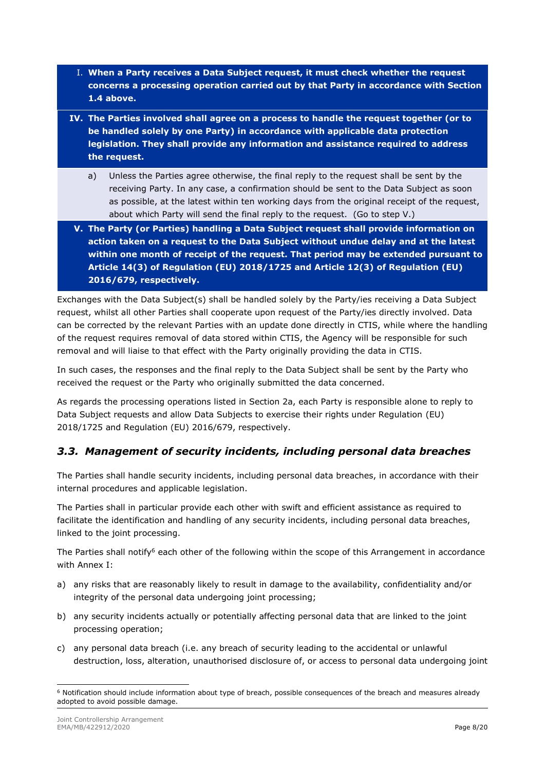I. **When a Party receives a Data Subject request, it must check whether the request concerns a processing operation carried out by that Party in accordance with Section 1.4 above.**

**IV. The Parties involved shall agree on a process to handle the request together (or to be handled solely by one Party) in accordance with applicable data protection legislation. They shall provide any information and assistance required to address the request.**

a) Unless the Parties agree otherwise, the final reply to the request shall be sent by the receiving Party. In any case, a confirmation should be sent to the Data Subject as soon as possible, at the latest within ten working days from the original receipt of the request, about which Party will send the final reply to the request. (Go to step V.)

**V. The Party (or Parties) handling a Data Subject request shall provide information on action taken on a request to the Data Subject without undue delay and at the latest within one month of receipt of the request. That period may be extended pursuant to Article 14(3) of Regulation (EU) 2018/1725 and Article 12(3) of Regulation (EU) 2016/679, respectively.**

Exchanges with the Data Subject(s) shall be handled solely by the Party/ies receiving a Data Subject request, whilst all other Parties shall cooperate upon request of the Party/ies directly involved. Data can be corrected by the relevant Parties with an update done directly in CTIS, while where the handling of the request requires removal of data stored within CTIS, the Agency will be responsible for such removal and will liaise to that effect with the Party originally providing the data in CTIS.

In such cases, the responses and the final reply to the Data Subject shall be sent by the Party who received the request or the Party who originally submitted the data concerned.

As regards the processing operations listed in Section 2a, each Party is responsible alone to reply to Data Subject requests and allow Data Subjects to exercise their rights under Regulation (EU) 2018/1725 and Regulation (EU) 2016/679, respectively.

## *3.3. Management of security incidents, including personal data breaches*

The Parties shall handle security incidents, including personal data breaches, in accordance with their internal procedures and applicable legislation.

The Parties shall in particular provide each other with swift and efficient assistance as required to facilitate the identification and handling of any security incidents, including personal data breaches, linked to the joint processing.

The Parties shall notify[6] each other of the following within the scope of this Arrangement in accordance with Annex I:

a) any risks that are reasonably likely to result in damage to the availability, confidentiality and/or integrity of the personal data undergoing joint processing;

b) any security incidents actually or potentially affecting personal data that are linked to the joint processing operation;

c) any personal data breach (i.e. any breach of security leading to the accidental or unlawful destruction, loss, alteration, unauthorised disclosure of, or access to personal data undergoing joint

[6] Notification should include information about type of breach, possible consequences of the breach and measures already adopted to avoid possible damage.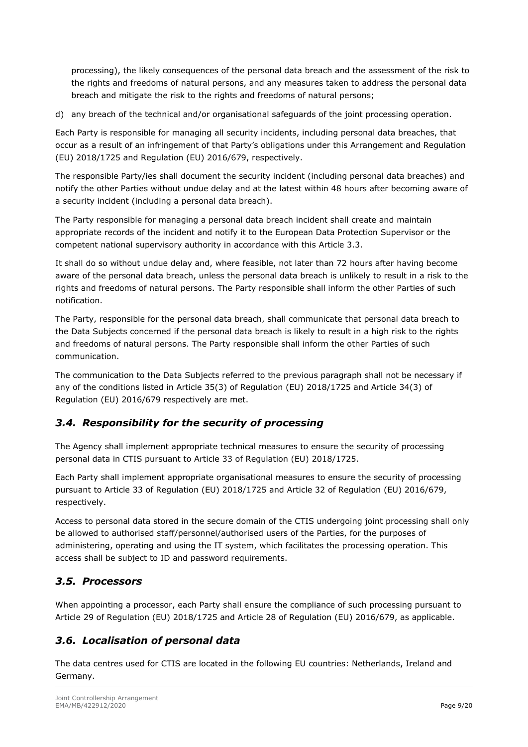processing), the likely consequences of the personal data breach and the assessment of the risk to the rights and freedoms of natural persons, and any measures taken to address the personal data breach and mitigate the risk to the rights and freedoms of natural persons;

d) any breach of the technical and/or organisational safeguards of the joint processing operation.

Each Party is responsible for managing all security incidents, including personal data breaches, that occur as a result of an infringement of that Party's obligations under this Arrangement and Regulation (EU) 2018/1725 and Regulation (EU) 2016/679, respectively.

The responsible Party/ies shall document the security incident (including personal data breaches) and notify the other Parties without undue delay and at the latest within 48 hours after becoming aware of a security incident (including a personal data breach).

The Party responsible for managing a personal data breach incident shall create and maintain appropriate records of the incident and notify it to the European Data Protection Supervisor or the competent national supervisory authority in accordance with this Article 3.3.

It shall do so without undue delay and, where feasible, not later than 72 hours after having become aware of the personal data breach, unless the personal data breach is unlikely to result in a risk to the rights and freedoms of natural persons. The Party responsible shall inform the other Parties of such notification.

The Party, responsible for the personal data breach, shall communicate that personal data breach to the Data Subjects concerned if the personal data breach is likely to result in a high risk to the rights and freedoms of natural persons. The Party responsible shall inform the other Parties of such communication.

The communication to the Data Subjects referred to the previous paragraph shall not be necessary if any of the conditions listed in Article 35(3) of Regulation (EU) 2018/1725 and Article 34(3) of Regulation (EU) 2016/679 respectively are met.

## *3.4. Responsibility for the security of processing*

The Agency shall implement appropriate technical measures to ensure the security of processing personal data in CTIS pursuant to Article 33 of Regulation (EU) 2018/1725.

Each Party shall implement appropriate organisational measures to ensure the security of processing pursuant to Article 33 of Regulation (EU) 2018/1725 and Article 32 of Regulation (EU) 2016/679, respectively.

Access to personal data stored in the secure domain of the CTIS undergoing joint processing shall only be allowed to authorised staff/personnel/authorised users of the Parties, for the purposes of administering, operating and using the IT system, which facilitates the processing operation. This access shall be subject to ID and password requirements.

## *3.5. Processors*

When appointing a processor, each Party shall ensure the compliance of such processing pursuant to Article 29 of Regulation (EU) 2018/1725 and Article 28 of Regulation (EU) 2016/679, as applicable.

## *3.6. Localisation of personal data*

The data centres used for CTIS are located in the following EU countries: Netherlands, Ireland and Germany.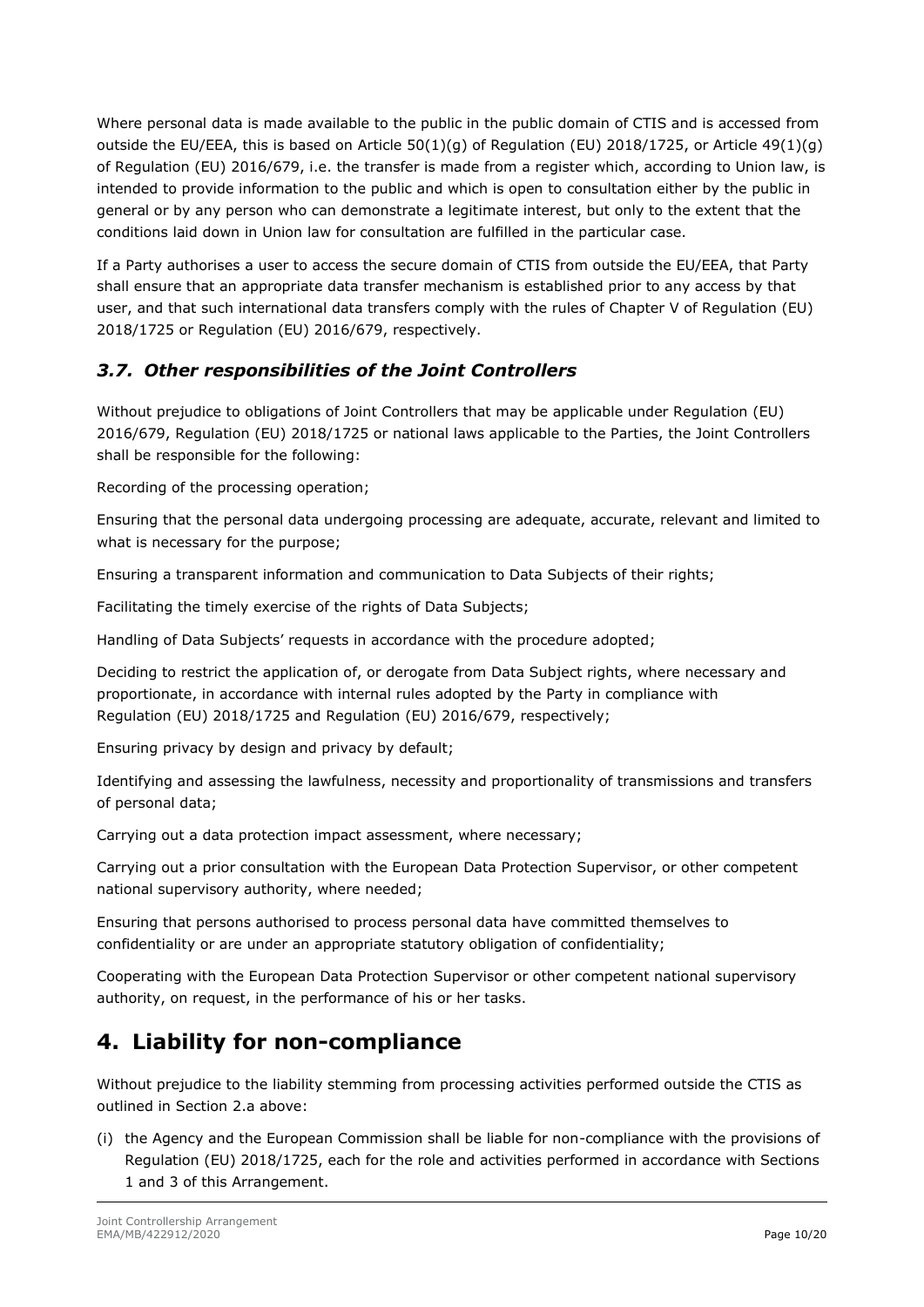Where personal data is made available to the public in the public domain of CTIS and is accessed from outside the EU/EEA, this is based on Article 50(1)(g) of Regulation (EU) 2018/1725, or Article 49(1)(g) of Regulation (EU) 2016/679, i.e. the transfer is made from a register which, according to Union law, is intended to provide information to the public and which is open to consultation either by the public in general or by any person who can demonstrate a legitimate interest, but only to the extent that the conditions laid down in Union law for consultation are fulfilled in the particular case.

If a Party authorises a user to access the secure domain of CTIS from outside the EU/EEA, that Party shall ensure that an appropriate data transfer mechanism is established prior to any access by that user, and that such international data transfers comply with the rules of Chapter V of Regulation (EU) 2018/1725 or Regulation (EU) 2016/679, respectively.

### *3.7. Other responsibilities of the Joint Controllers*

Without prejudice to obligations of Joint Controllers that may be applicable under Regulation (EU) 2016/679, Regulation (EU) 2018/1725 or national laws applicable to the Parties, the Joint Controllers shall be responsible for the following:

Recording of the processing operation;

Ensuring that the personal data undergoing processing are adequate, accurate, relevant and limited to what is necessary for the purpose;

Ensuring a transparent information and communication to Data Subjects of their rights;

Facilitating the timely exercise of the rights of Data Subjects;

Handling of Data Subjects' requests in accordance with the procedure adopted;

Deciding to restrict the application of, or derogate from Data Subject rights, where necessary and proportionate, in accordance with internal rules adopted by the Party in compliance with Regulation (EU) 2018/1725 and Regulation (EU) 2016/679, respectively;

Ensuring privacy by design and privacy by default;

Identifying and assessing the lawfulness, necessity and proportionality of transmissions and transfers of personal data;

Carrying out a data protection impact assessment, where necessary;

Carrying out a prior consultation with the European Data Protection Supervisor, or other competent national supervisory authority, where needed;

Ensuring that persons authorised to process personal data have committed themselves to confidentiality or are under an appropriate statutory obligation of confidentiality;

Cooperating with the European Data Protection Supervisor or other competent national supervisory authority, on request, in the performance of his or her tasks.

## 4. Liability for non-compliance

Without prejudice to the liability stemming from processing activities performed outside the CTIS as outlined in Section 2.a above:

(i) the Agency and the European Commission shall be liable for non-compliance with the provisions of Regulation (EU) 2018/1725, each for the role and activities performed in accordance with Sections 1 and 3 of this Arrangement.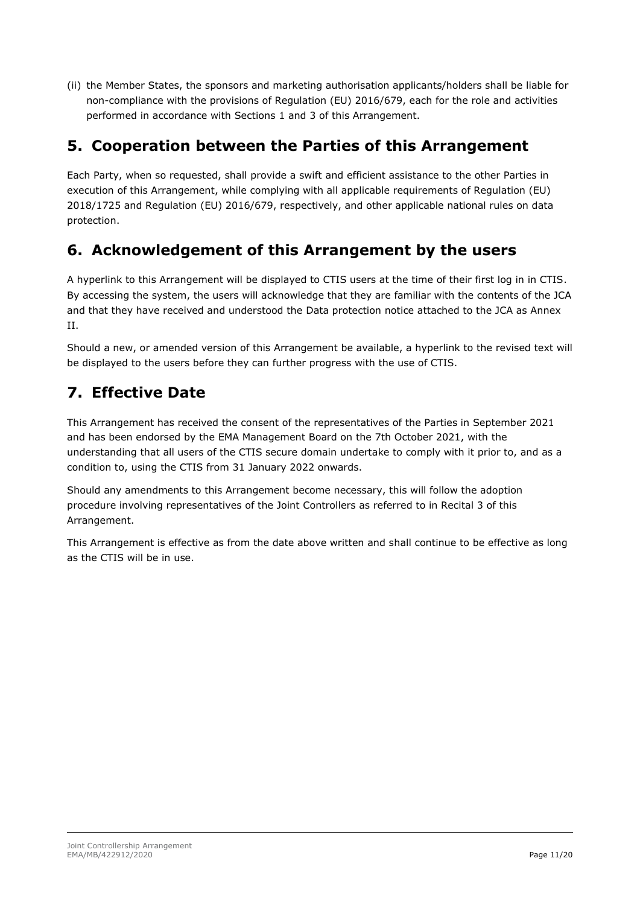(ii) the Member States, the sponsors and marketing authorisation applicants/holders shall be liable for non-compliance with the provisions of Regulation (EU) 2016/679, each for the role and activities performed in accordance with Sections 1 and 3 of this Arrangement.

## 5. Cooperation between the Parties of this Arrangement

Each Party, when so requested, shall provide a swift and efficient assistance to the other Parties in execution of this Arrangement, while complying with all applicable requirements of Regulation (EU) 2018/1725 and Regulation (EU) 2016/679, respectively, and other applicable national rules on data protection.

## 6. Acknowledgement of this Arrangement by the users

A hyperlink to this Arrangement will be displayed to CTIS users at the time of their first log in in CTIS. By accessing the system, the users will acknowledge that they are familiar with the contents of the JCA and that they have received and understood the Data protection notice attached to the JCA as Annex II.

Should a new, or amended version of this Arrangement be available, a hyperlink to the revised text will be displayed to the users before they can further progress with the use of CTIS.

## 7. Effective Date

This Arrangement has received the consent of the representatives of the Parties in September 2021 and has been endorsed by the EMA Management Board on the 7th October 2021, with the understanding that all users of the CTIS secure domain undertake to comply with it prior to, and as a condition to, using the CTIS from 31 January 2022 onwards.

Should any amendments to this Arrangement become necessary, this will follow the adoption procedure involving representatives of the Joint Controllers as referred to in Recital 3 of this Arrangement.

This Arrangement is effective as from the date above written and shall continue to be effective as long as the CTIS will be in use.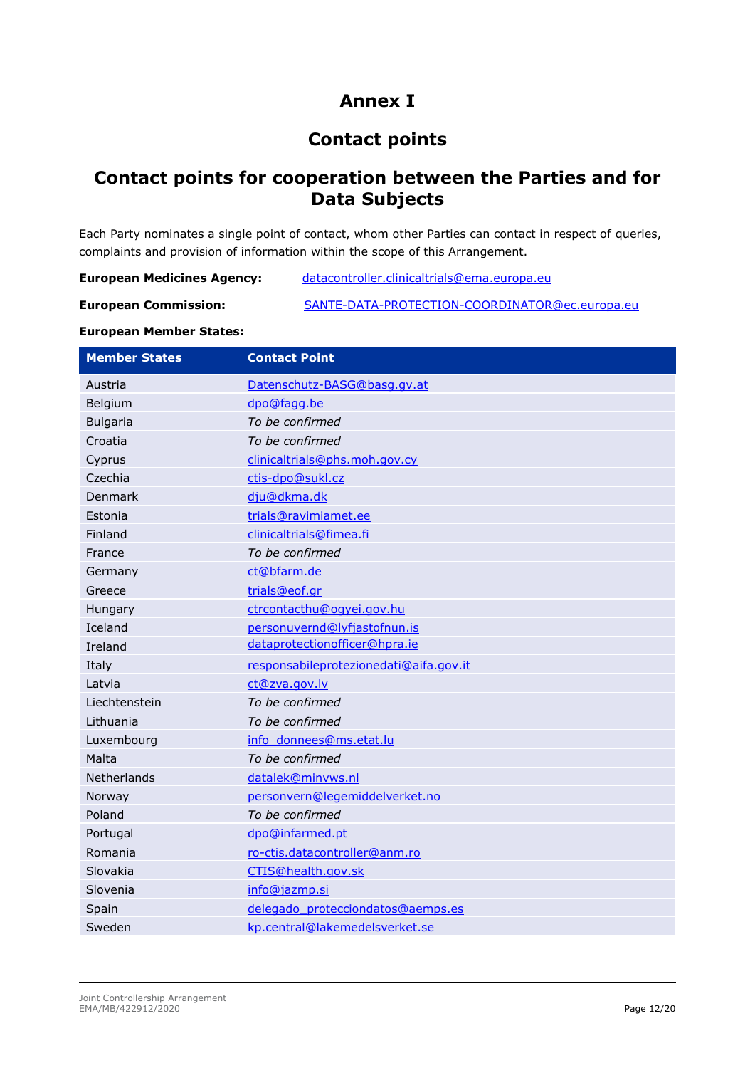# Annex I

## Contact points

## Contact points for cooperation between the Parties and for Data Subjects

Each Party nominates a single point of contact, whom other Parties can contact in respect of queries, complaints and provision of information within the scope of this Arrangement.

**European Medicines Agency:** datacontroller.clinicaltrials@ema.europa.eu

**European Commission:** SANTE-DATA-PROTECTION-COORDINATOR@ec.europa.eu

**European Member States:**

| Member States | Contact Point |
|---|---|
| Austria | Datenschutz-BASG@basg.gv.at |
| Belgium | dpo@fagg.be |
| Bulgaria | *To be confirmed* |
| Croatia | *To be confirmed* |
| Cyprus | clinicaltrials@phs.moh.gov.cy |
| Czechia | ctis-dpo@sukl.cz |
| Denmark | dju@dkma.dk |
| Estonia | trials@ravimiamet.ee |
| Finland | clinicaltrials@fimea.fi |
| France | *To be confirmed* |
| Germany | ct@bfarm.de |
| Greece | trials@eof.gr |
| Hungary | ctrcontacthu@ogyei.gov.hu |
| Iceland | personuvernd@lyfjastofnun.is |
| Ireland | dataprotectionofficer@hpra.ie |
| Italy | responsabileprotezionedati@aifa.gov.it |
| Latvia | ct@zva.gov.lv |
| Liechtenstein | *To be confirmed* |
| Lithuania | *To be confirmed* |
| Luxembourg | info_donnees@ms.etat.lu |
| Malta | *To be confirmed* |
| Netherlands | datalek@minvws.nl |
| Norway | personvern@legemiddelverket.no |
| Poland | *To be confirmed* |
| Portugal | dpo@infarmed.pt |
| Romania | ro-ctis.datacontroller@anm.ro |
| Slovakia | CTIS@health.gov.sk |
| Slovenia | info@jazmp.si |
| Spain | delegado_protecciondatos@aemps.es |
| Sweden | kp.central@lakemedelsverket.se |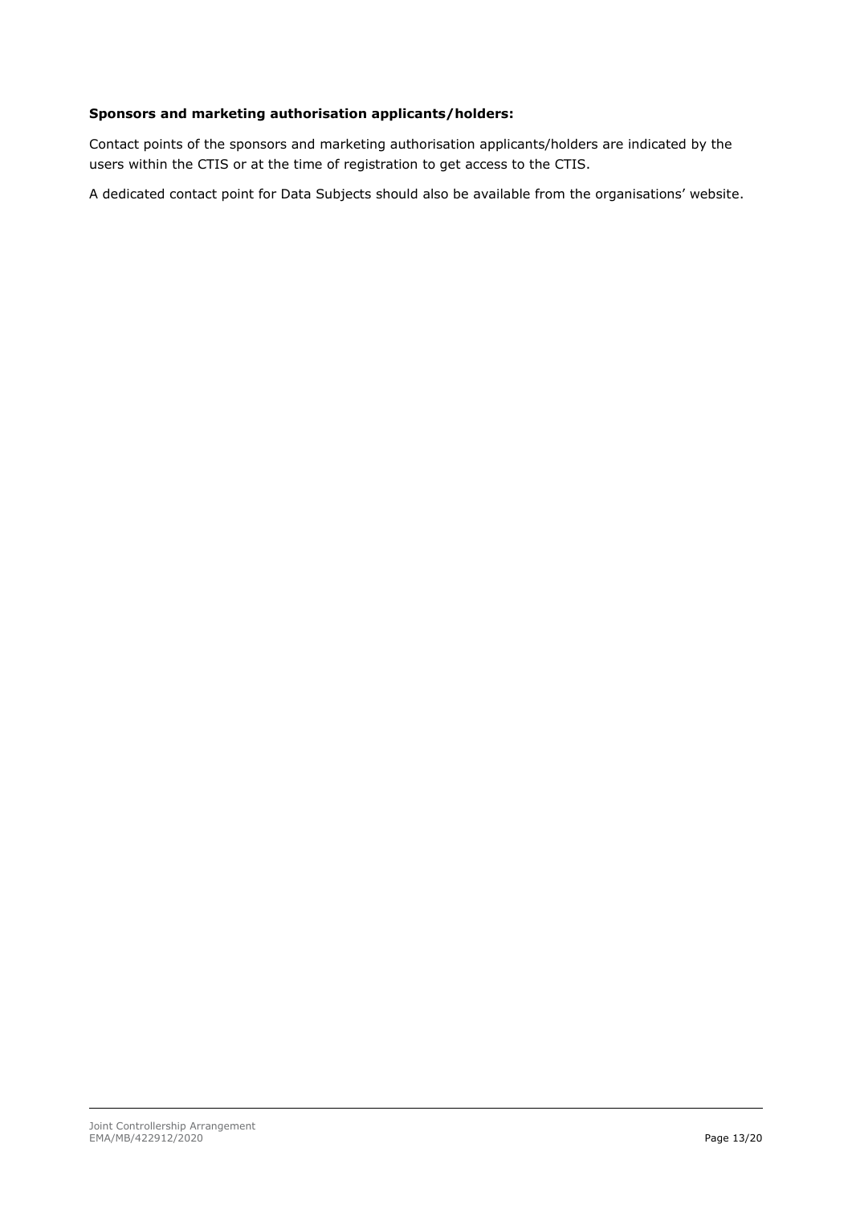**Sponsors and marketing authorisation applicants/holders:**

Contact points of the sponsors and marketing authorisation applicants/holders are indicated by the users within the CTIS or at the time of registration to get access to the CTIS.

A dedicated contact point for Data Subjects should also be available from the organisations' website.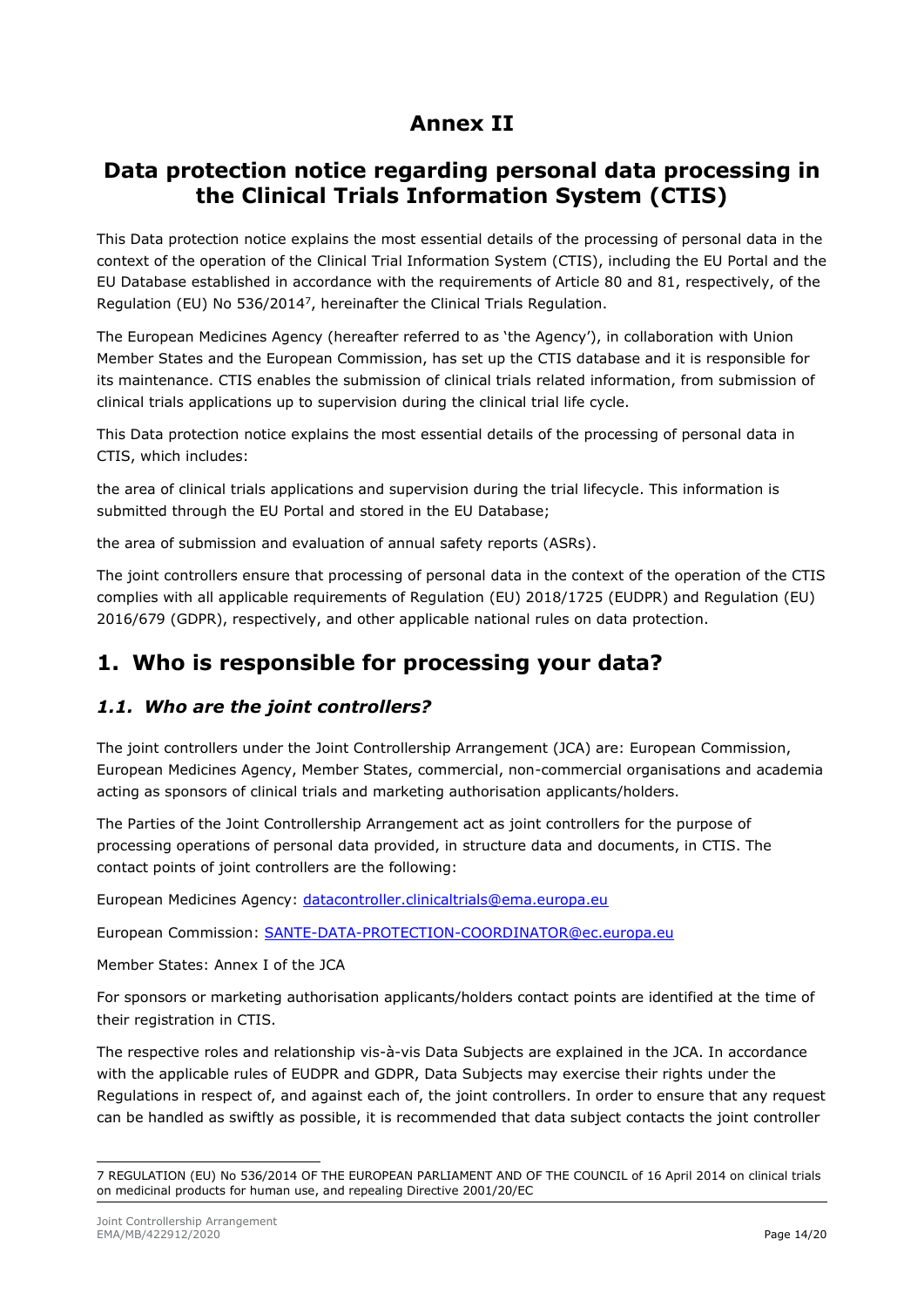# Annex II

## Data protection notice regarding personal data processing in the Clinical Trials Information System (CTIS)

This Data protection notice explains the most essential details of the processing of personal data in the context of the operation of the Clinical Trial Information System (CTIS), including the EU Portal and the EU Database established in accordance with the requirements of Article 80 and 81, respectively, of the Regulation (EU) No 536/2014[7], hereinafter the Clinical Trials Regulation.

The European Medicines Agency (hereafter referred to as 'the Agency'), in collaboration with Union Member States and the European Commission, has set up the CTIS database and it is responsible for its maintenance. CTIS enables the submission of clinical trials related information, from submission of clinical trials applications up to supervision during the clinical trial life cycle.

This Data protection notice explains the most essential details of the processing of personal data in CTIS, which includes:

the area of clinical trials applications and supervision during the trial lifecycle. This information is submitted through the EU Portal and stored in the EU Database;

the area of submission and evaluation of annual safety reports (ASRs).

The joint controllers ensure that processing of personal data in the context of the operation of the CTIS complies with all applicable requirements of Regulation (EU) 2018/1725 (EUDPR) and Regulation (EU) 2016/679 (GDPR), respectively, and other applicable national rules on data protection.

## 1. Who is responsible for processing your data?

### *1.1. Who are the joint controllers?*

The joint controllers under the Joint Controllership Arrangement (JCA) are: European Commission, European Medicines Agency, Member States, commercial, non-commercial organisations and academia acting as sponsors of clinical trials and marketing authorisation applicants/holders.

The Parties of the Joint Controllership Arrangement act as joint controllers for the purpose of processing operations of personal data provided, in structure data and documents, in CTIS. The contact points of joint controllers are the following:

European Medicines Agency: datacontroller.clinicaltrials@ema.europa.eu

European Commission: SANTE-DATA-PROTECTION-COORDINATOR@ec.europa.eu

Member States: Annex I of the JCA

For sponsors or marketing authorisation applicants/holders contact points are identified at the time of their registration in CTIS.

The respective roles and relationship vis-à-vis Data Subjects are explained in the JCA. In accordance with the applicable rules of EUDPR and GDPR, Data Subjects may exercise their rights under the Regulations in respect of, and against each of, the joint controllers. In order to ensure that any request can be handled as swiftly as possible, it is recommended that data subject contacts the joint controller

---

7 REGULATION (EU) No 536/2014 OF THE EUROPEAN PARLIAMENT AND OF THE COUNCIL of 16 April 2014 on clinical trials on medicinal products for human use, and repealing Directive 2001/20/EC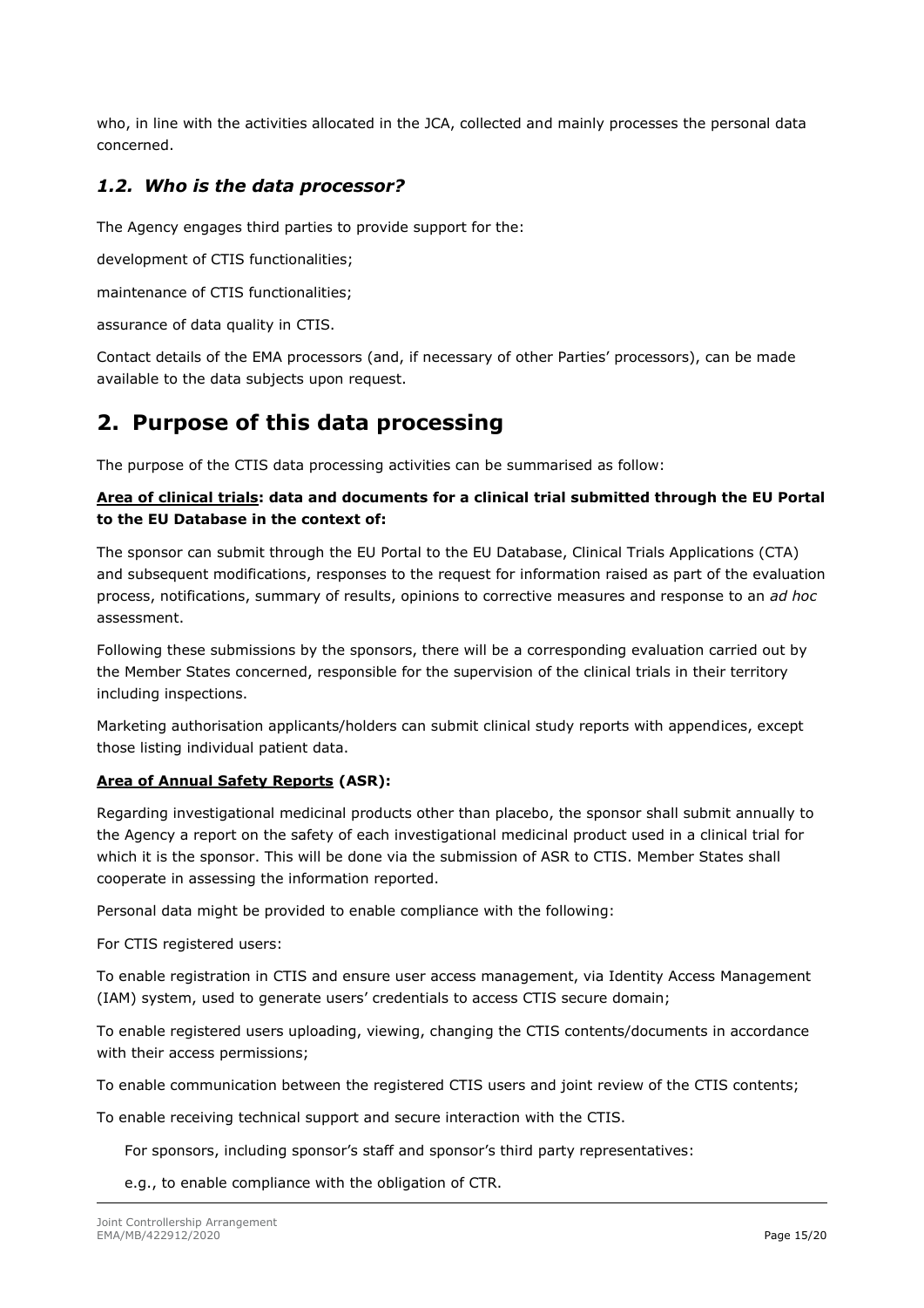who, in line with the activities allocated in the JCA, collected and mainly processes the personal data concerned.

### *1.2. Who is the data processor?*

The Agency engages third parties to provide support for the:

development of CTIS functionalities;

maintenance of CTIS functionalities;

assurance of data quality in CTIS.

Contact details of the EMA processors (and, if necessary of other Parties' processors), can be made available to the data subjects upon request.

## 2. Purpose of this data processing

The purpose of the CTIS data processing activities can be summarised as follow:

**<u>Area of clinical trials</u>: data and documents for a clinical trial submitted through the EU Portal to the EU Database in the context of:**

The sponsor can submit through the EU Portal to the EU Database, Clinical Trials Applications (CTA) and subsequent modifications, responses to the request for information raised as part of the evaluation process, notifications, summary of results, opinions to corrective measures and response to an *ad hoc* assessment.

Following these submissions by the sponsors, there will be a corresponding evaluation carried out by the Member States concerned, responsible for the supervision of the clinical trials in their territory including inspections.

Marketing authorisation applicants/holders can submit clinical study reports with appendices, except those listing individual patient data.

**<u>Area of Annual Safety Reports</u> (ASR):**

Regarding investigational medicinal products other than placebo, the sponsor shall submit annually to the Agency a report on the safety of each investigational medicinal product used in a clinical trial for which it is the sponsor. This will be done via the submission of ASR to CTIS. Member States shall cooperate in assessing the information reported.

Personal data might be provided to enable compliance with the following:

For CTIS registered users:

To enable registration in CTIS and ensure user access management, via Identity Access Management (IAM) system, used to generate users' credentials to access CTIS secure domain;

To enable registered users uploading, viewing, changing the CTIS contents/documents in accordance with their access permissions;

To enable communication between the registered CTIS users and joint review of the CTIS contents;

To enable receiving technical support and secure interaction with the CTIS.

For sponsors, including sponsor's staff and sponsor's third party representatives:

e.g., to enable compliance with the obligation of CTR.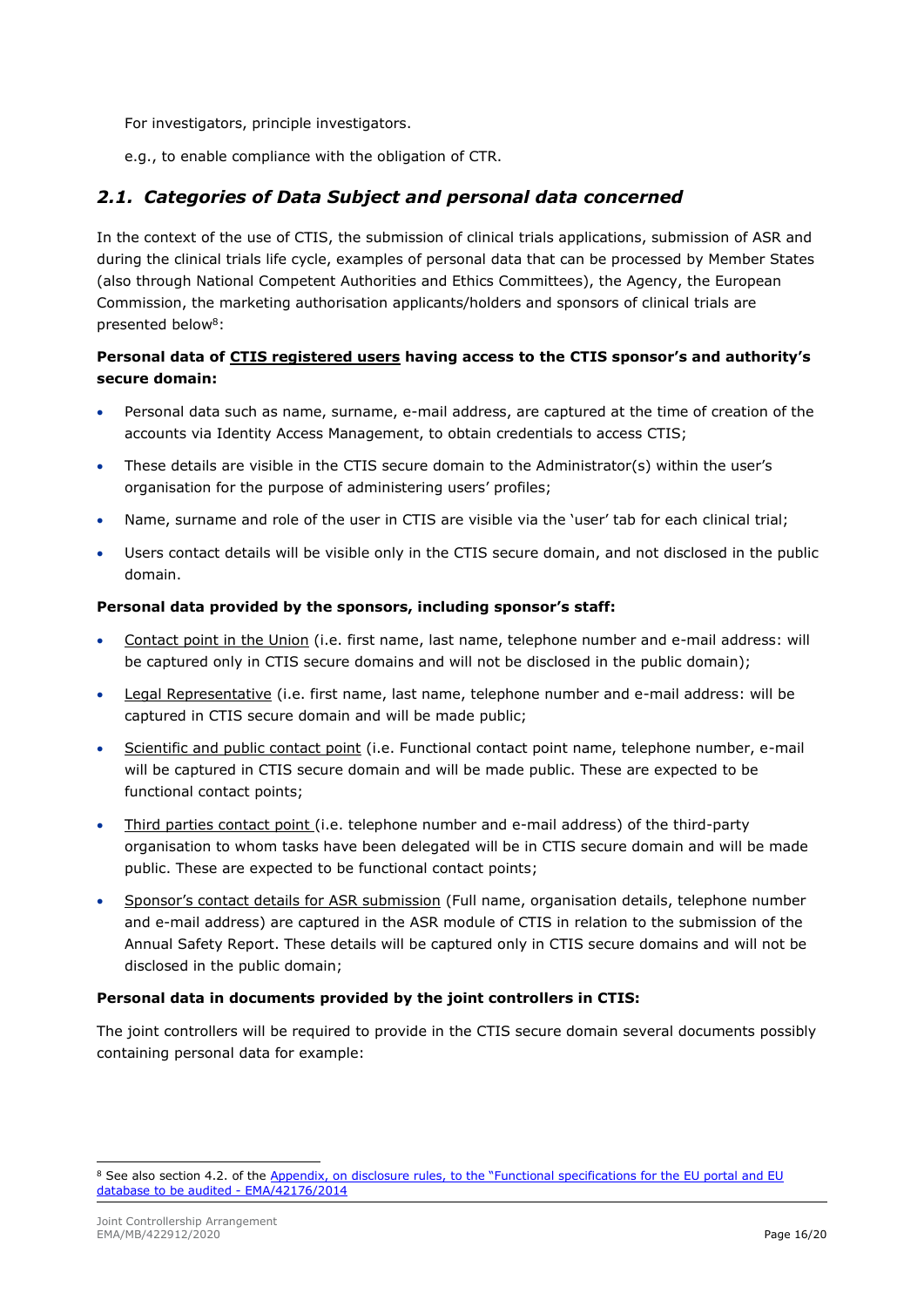For investigators, principle investigators.

e.g., to enable compliance with the obligation of CTR.

## *2.1. Categories of Data Subject and personal data concerned*

In the context of the use of CTIS, the submission of clinical trials applications, submission of ASR and during the clinical trials life cycle, examples of personal data that can be processed by Member States (also through National Competent Authorities and Ethics Committees), the Agency, the European Commission, the marketing authorisation applicants/holders and sponsors of clinical trials are presented below[8]:

**Personal data of <u>CTIS registered users</u> having access to the CTIS sponsor's and authority's secure domain:**

- Personal data such as name, surname, e-mail address, are captured at the time of creation of the accounts via Identity Access Management, to obtain credentials to access CTIS;
- These details are visible in the CTIS secure domain to the Administrator(s) within the user's organisation for the purpose of administering users' profiles;
- Name, surname and role of the user in CTIS are visible via the 'user' tab for each clinical trial;
- Users contact details will be visible only in the CTIS secure domain, and not disclosed in the public domain.

**Personal data provided by the sponsors, including sponsor's staff:**

- <u>Contact point in the Union</u> (i.e. first name, last name, telephone number and e-mail address: will be captured only in CTIS secure domains and will not be disclosed in the public domain);
- <u>Legal Representative</u> (i.e. first name, last name, telephone number and e-mail address: will be captured in CTIS secure domain and will be made public;
- <u>Scientific and public contact point</u> (i.e. Functional contact point name, telephone number, e-mail will be captured in CTIS secure domain and will be made public. These are expected to be functional contact points;
- <u>Third parties contact point</u> (i.e. telephone number and e-mail address) of the third-party organisation to whom tasks have been delegated will be in CTIS secure domain and will be made public. These are expected to be functional contact points;
- <u>Sponsor's contact details for ASR submission</u> (Full name, organisation details, telephone number and e-mail address) are captured in the ASR module of CTIS in relation to the submission of the Annual Safety Report. These details will be captured only in CTIS secure domains and will not be disclosed in the public domain;

**Personal data in documents provided by the joint controllers in CTIS:**

The joint controllers will be required to provide in the CTIS secure domain several documents possibly containing personal data for example:

---

[8] See also section 4.2. of the Appendix, on disclosure rules, to the "Functional specifications for the EU portal and EU database to be audited - EMA/42176/2014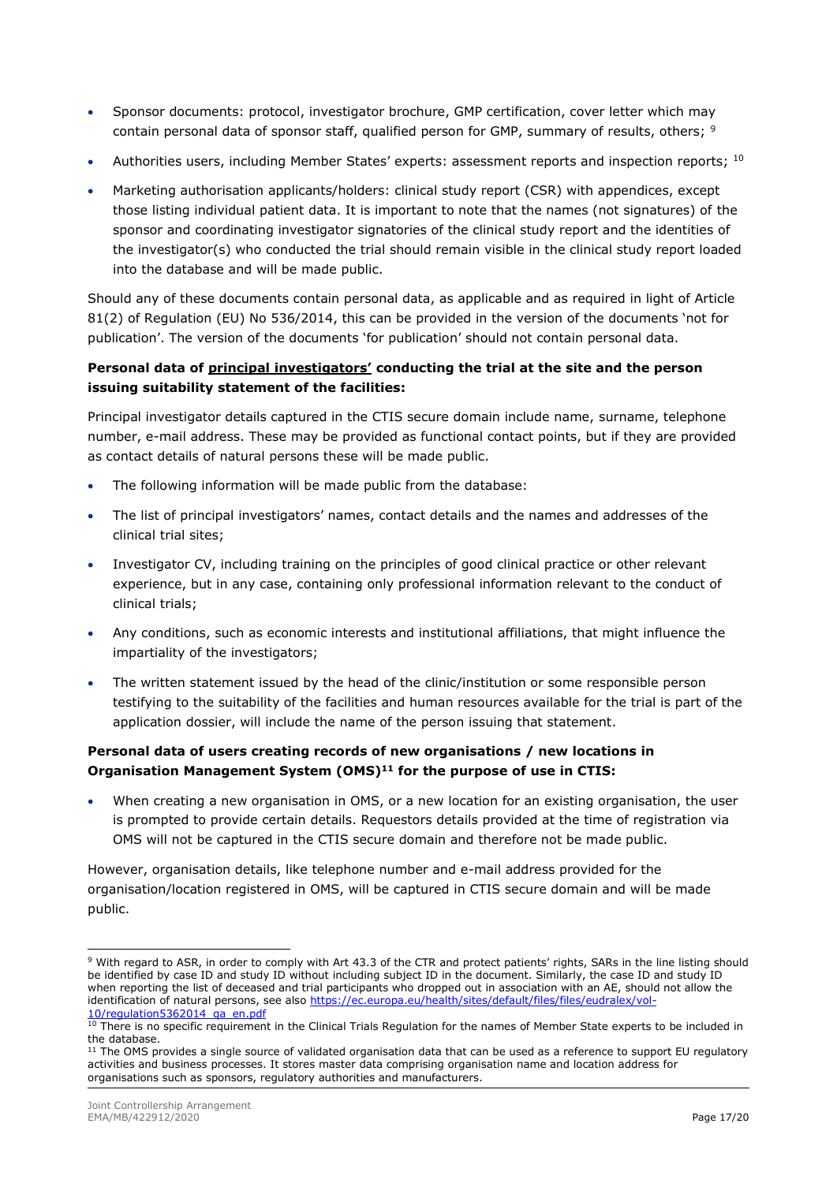- Sponsor documents: protocol, investigator brochure, GMP certification, cover letter which may contain personal data of sponsor staff, qualified person for GMP, summary of results, others; [9]
- Authorities users, including Member States' experts: assessment reports and inspection reports; [10]
- Marketing authorisation applicants/holders: clinical study report (CSR) with appendices, except those listing individual patient data. It is important to note that the names (not signatures) of the sponsor and coordinating investigator signatories of the clinical study report and the identities of the investigator(s) who conducted the trial should remain visible in the clinical study report loaded into the database and will be made public.

Should any of these documents contain personal data, as applicable and as required in light of Article 81(2) of Regulation (EU) No 536/2014, this can be provided in the version of the documents 'not for publication'. The version of the documents 'for publication' should not contain personal data.

**Personal data of <u>principal investigators'</u> conducting the trial at the site and the person issuing suitability statement of the facilities:**

Principal investigator details captured in the CTIS secure domain include name, surname, telephone number, e-mail address. These may be provided as functional contact points, but if they are provided as contact details of natural persons these will be made public.

- The following information will be made public from the database:
- The list of principal investigators' names, contact details and the names and addresses of the clinical trial sites;
- Investigator CV, including training on the principles of good clinical practice or other relevant experience, but in any case, containing only professional information relevant to the conduct of clinical trials;
- Any conditions, such as economic interests and institutional affiliations, that might influence the impartiality of the investigators;
- The written statement issued by the head of the clinic/institution or some responsible person testifying to the suitability of the facilities and human resources available for the trial is part of the application dossier, will include the name of the person issuing that statement.

**Personal data of users creating records of new organisations / new locations in Organisation Management System (OMS)[11] for the purpose of use in CTIS:**

- When creating a new organisation in OMS, or a new location for an existing organisation, the user is prompted to provide certain details. Requestors details provided at the time of registration via OMS will not be captured in the CTIS secure domain and therefore not be made public.

However, organisation details, like telephone number and e-mail address provided for the organisation/location registered in OMS, will be captured in CTIS secure domain and will be made public.

---

[9] With regard to ASR, in order to comply with Art 43.3 of the CTR and protect patients' rights, SARs in the line listing should be identified by case ID and study ID without including subject ID in the document. Similarly, the case ID and study ID when reporting the list of deceased and trial participants who dropped out in association with an AE, should not allow the identification of natural persons, see also https://ec.europa.eu/health/sites/default/files/files/eudralex/vol-10/regulation5362014_qa_en.pdf

[10] There is no specific requirement in the Clinical Trials Regulation for the names of Member State experts to be included in the database.

[11] The OMS provides a single source of validated organisation data that can be used as a reference to support EU regulatory activities and business processes. It stores master data comprising organisation name and location address for organisations such as sponsors, regulatory authorities and manufacturers.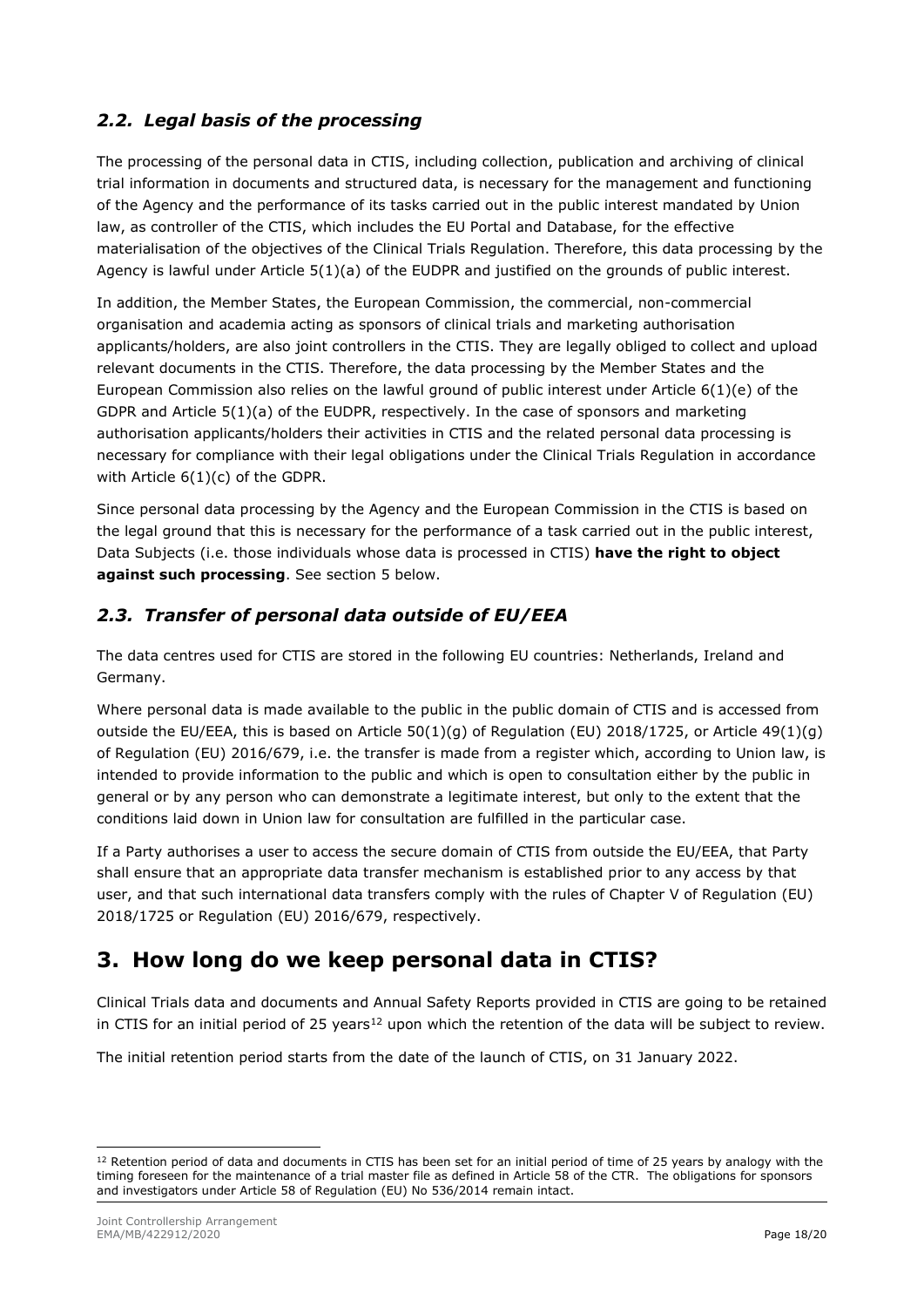### *2.2. Legal basis of the processing*

The processing of the personal data in CTIS, including collection, publication and archiving of clinical trial information in documents and structured data, is necessary for the management and functioning of the Agency and the performance of its tasks carried out in the public interest mandated by Union law, as controller of the CTIS, which includes the EU Portal and Database, for the effective materialisation of the objectives of the Clinical Trials Regulation. Therefore, this data processing by the Agency is lawful under Article 5(1)(a) of the EUDPR and justified on the grounds of public interest.

In addition, the Member States, the European Commission, the commercial, non-commercial organisation and academia acting as sponsors of clinical trials and marketing authorisation applicants/holders, are also joint controllers in the CTIS. They are legally obliged to collect and upload relevant documents in the CTIS. Therefore, the data processing by the Member States and the European Commission also relies on the lawful ground of public interest under Article 6(1)(e) of the GDPR and Article 5(1)(a) of the EUDPR, respectively. In the case of sponsors and marketing authorisation applicants/holders their activities in CTIS and the related personal data processing is necessary for compliance with their legal obligations under the Clinical Trials Regulation in accordance with Article 6(1)(c) of the GDPR.

Since personal data processing by the Agency and the European Commission in the CTIS is based on the legal ground that this is necessary for the performance of a task carried out in the public interest, Data Subjects (i.e. those individuals whose data is processed in CTIS) **have the right to object against such processing**. See section 5 below.

### *2.3. Transfer of personal data outside of EU/EEA*

The data centres used for CTIS are stored in the following EU countries: Netherlands, Ireland and Germany.

Where personal data is made available to the public in the public domain of CTIS and is accessed from outside the EU/EEA, this is based on Article 50(1)(g) of Regulation (EU) 2018/1725, or Article 49(1)(g) of Regulation (EU) 2016/679, i.e. the transfer is made from a register which, according to Union law, is intended to provide information to the public and which is open to consultation either by the public in general or by any person who can demonstrate a legitimate interest, but only to the extent that the conditions laid down in Union law for consultation are fulfilled in the particular case.

If a Party authorises a user to access the secure domain of CTIS from outside the EU/EEA, that Party shall ensure that an appropriate data transfer mechanism is established prior to any access by that user, and that such international data transfers comply with the rules of Chapter V of Regulation (EU) 2018/1725 or Regulation (EU) 2016/679, respectively.

## 3. How long do we keep personal data in CTIS?

Clinical Trials data and documents and Annual Safety Reports provided in CTIS are going to be retained in CTIS for an initial period of 25 years[12] upon which the retention of the data will be subject to review.

The initial retention period starts from the date of the launch of CTIS, on 31 January 2022.

[12] Retention period of data and documents in CTIS has been set for an initial period of time of 25 years by analogy with the timing foreseen for the maintenance of a trial master file as defined in Article 58 of the CTR. The obligations for sponsors and investigators under Article 58 of Regulation (EU) No 536/2014 remain intact.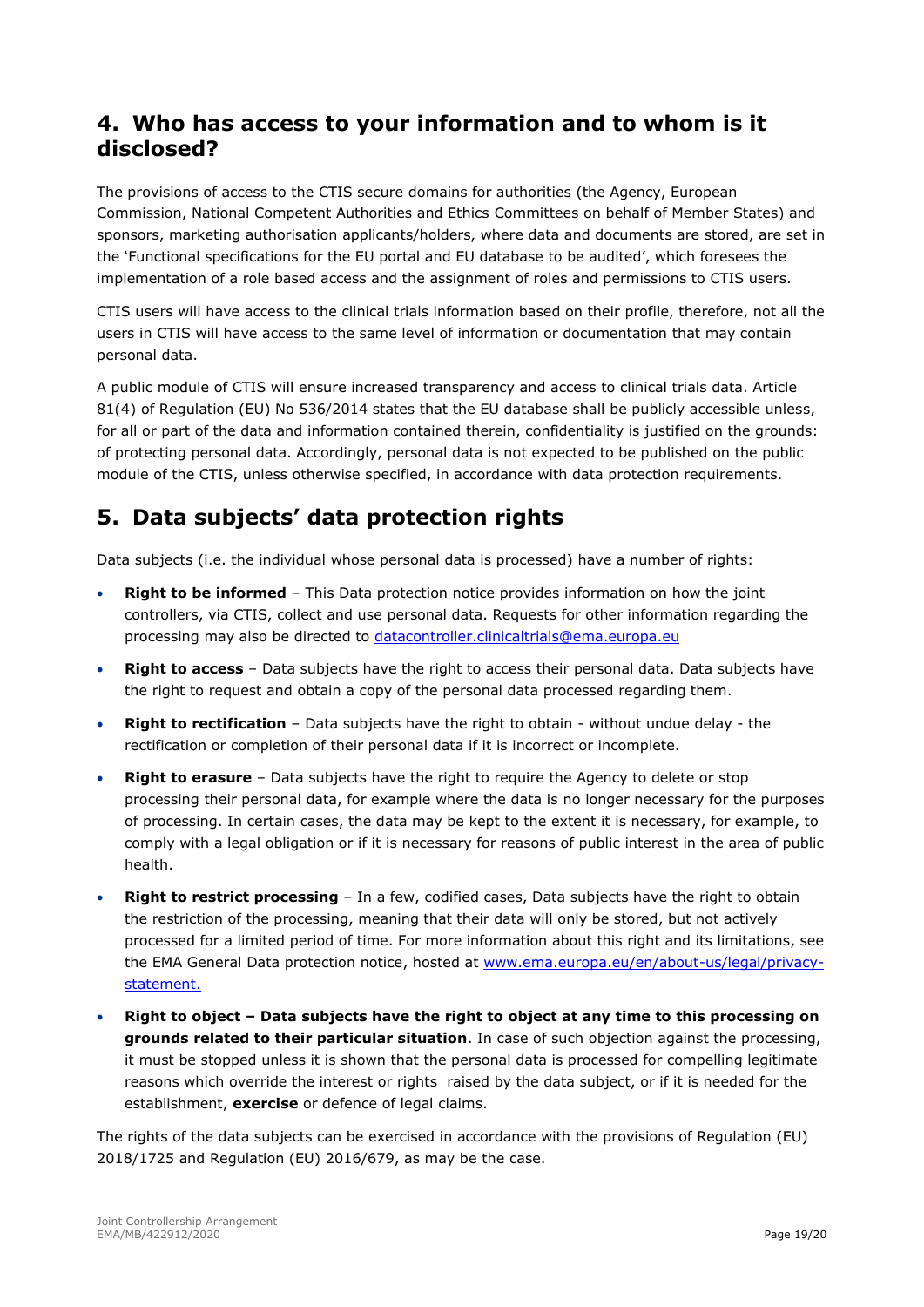## 4. Who has access to your information and to whom is it disclosed?

The provisions of access to the CTIS secure domains for authorities (the Agency, European Commission, National Competent Authorities and Ethics Committees on behalf of Member States) and sponsors, marketing authorisation applicants/holders, where data and documents are stored, are set in the 'Functional specifications for the EU portal and EU database to be audited', which foresees the implementation of a role based access and the assignment of roles and permissions to CTIS users.

CTIS users will have access to the clinical trials information based on their profile, therefore, not all the users in CTIS will have access to the same level of information or documentation that may contain personal data.

A public module of CTIS will ensure increased transparency and access to clinical trials data. Article 81(4) of Regulation (EU) No 536/2014 states that the EU database shall be publicly accessible unless, for all or part of the data and information contained therein, confidentiality is justified on the grounds: of protecting personal data. Accordingly, personal data is not expected to be published on the public module of the CTIS, unless otherwise specified, in accordance with data protection requirements.

## 5. Data subjects' data protection rights

Data subjects (i.e. the individual whose personal data is processed) have a number of rights:

- **Right to be informed** – This Data protection notice provides information on how the joint controllers, via CTIS, collect and use personal data. Requests for other information regarding the processing may also be directed to [datacontroller.clinicaltrials@ema.europa.eu](mailto:datacontroller.clinicaltrials@ema.europa.eu)
- **Right to access** – Data subjects have the right to access their personal data. Data subjects have the right to request and obtain a copy of the personal data processed regarding them.
- **Right to rectification** – Data subjects have the right to obtain - without undue delay - the rectification or completion of their personal data if it is incorrect or incomplete.
- **Right to erasure** – Data subjects have the right to require the Agency to delete or stop processing their personal data, for example where the data is no longer necessary for the purposes of processing. In certain cases, the data may be kept to the extent it is necessary, for example, to comply with a legal obligation or if it is necessary for reasons of public interest in the area of public health.
- **Right to restrict processing** – In a few, codified cases, Data subjects have the right to obtain the restriction of the processing, meaning that their data will only be stored, but not actively processed for a limited period of time. For more information about this right and its limitations, see the EMA General Data protection notice, hosted at [www.ema.europa.eu/en/about-us/legal/privacy-statement.](http://www.ema.europa.eu/en/about-us/legal/privacy-statement)
- **Right to object – Data subjects have the right to object at any time to this processing on grounds related to their particular situation**. In case of such objection against the processing, it must be stopped unless it is shown that the personal data is processed for compelling legitimate reasons which override the interest or rights raised by the data subject, or if it is needed for the establishment, **exercise** or defence of legal claims.

The rights of the data subjects can be exercised in accordance with the provisions of Regulation (EU) 2018/1725 and Regulation (EU) 2016/679, as may be the case.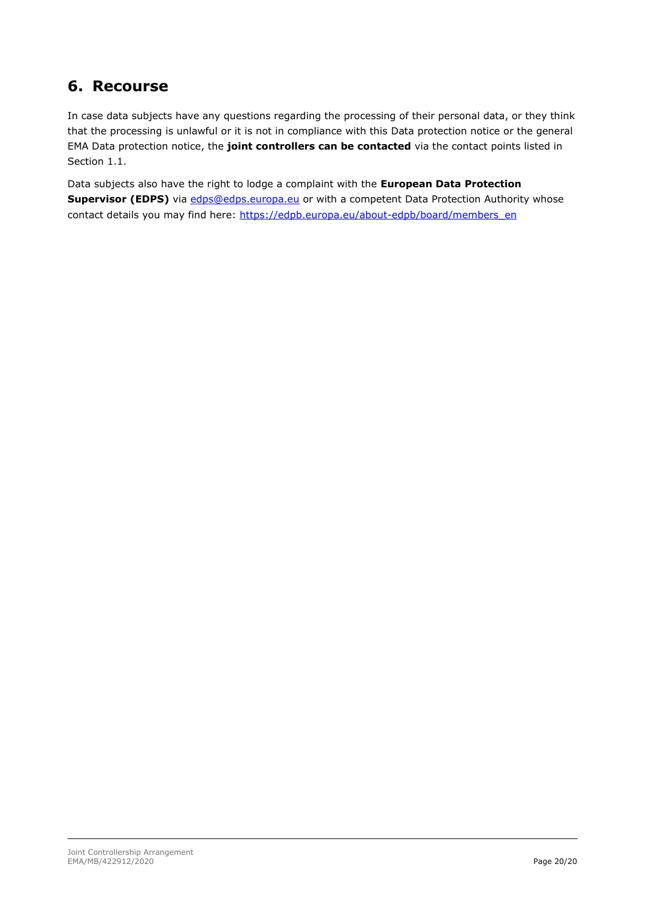## 6. Recourse

In case data subjects have any questions regarding the processing of their personal data, or they think that the processing is unlawful or it is not in compliance with this Data protection notice or the general EMA Data protection notice, the **joint controllers can be contacted** via the contact points listed in Section 1.1.

Data subjects also have the right to lodge a complaint with the **European Data Protection Supervisor (EDPS)** via edps@edps.europa.eu or with a competent Data Protection Authority whose contact details you may find here: https://edpb.europa.eu/about-edpb/board/members_en